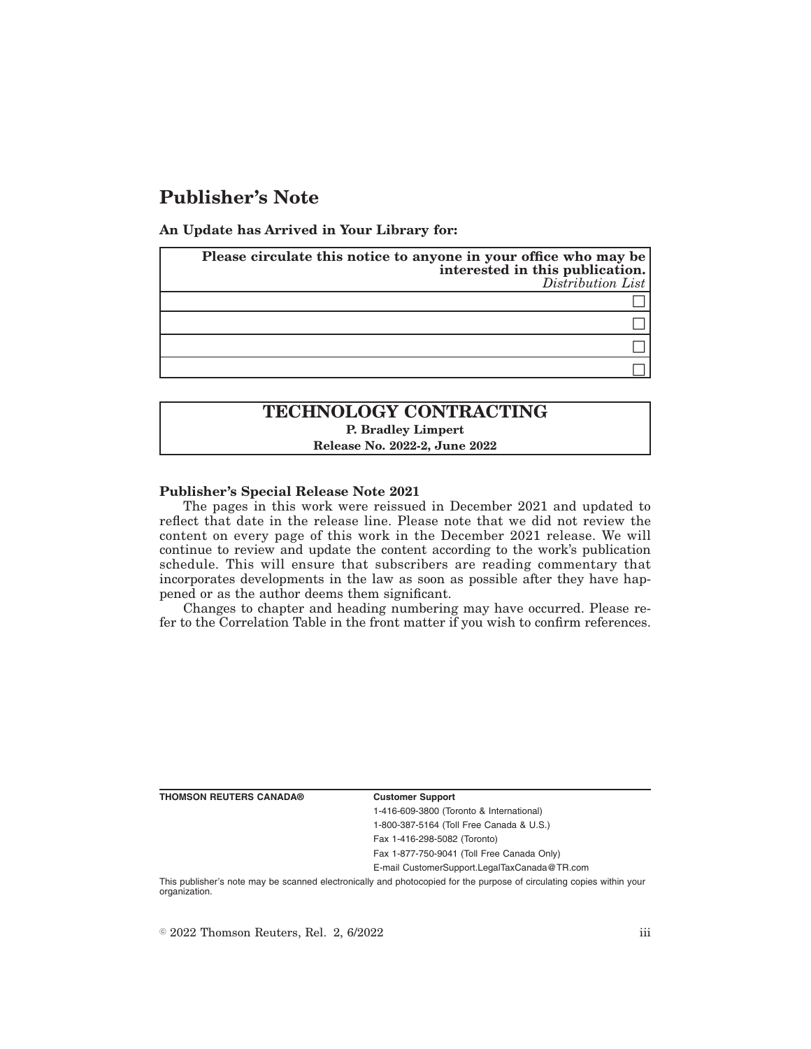# Publisher's Note

**An Update has Arrived in Your Library for:**

| **Please circulate this notice to anyone in your office who may be interested in this publication.** *Distribution List* |
|---|
| ☐ |
| ☐ |
| ☐ |
| ☐ |

## TECHNOLOGY CONTRACTING

**P. Bradley Limpert**

**Release No. 2022-2, June 2022**

**Publisher's Special Release Note 2021**

The pages in this work were reissued in December 2021 and updated to reflect that date in the release line. Please note that we did not review the content on every page of this work in the December 2021 release. We will continue to review and update the content according to the work's publication schedule. This will ensure that subscribers are reading commentary that incorporates developments in the law as soon as possible after they have happened or as the author deems them significant.

Changes to chapter and heading numbering may have occurred. Please refer to the Correlation Table in the front matter if you wish to confirm references.

**THOMSON REUTERS CANADA®**

**Customer Support**

1-416-609-3800 (Toronto & International)

1-800-387-5164 (Toll Free Canada & U.S.)

Fax 1-416-298-5082 (Toronto)

Fax 1-877-750-9041 (Toll Free Canada Only)

E-mail CustomerSupport.LegalTaxCanada@TR.com

This publisher's note may be scanned electronically and photocopied for the purpose of circulating copies within your organization.

© 2022 Thomson Reuters, Rel. 2, 6/2022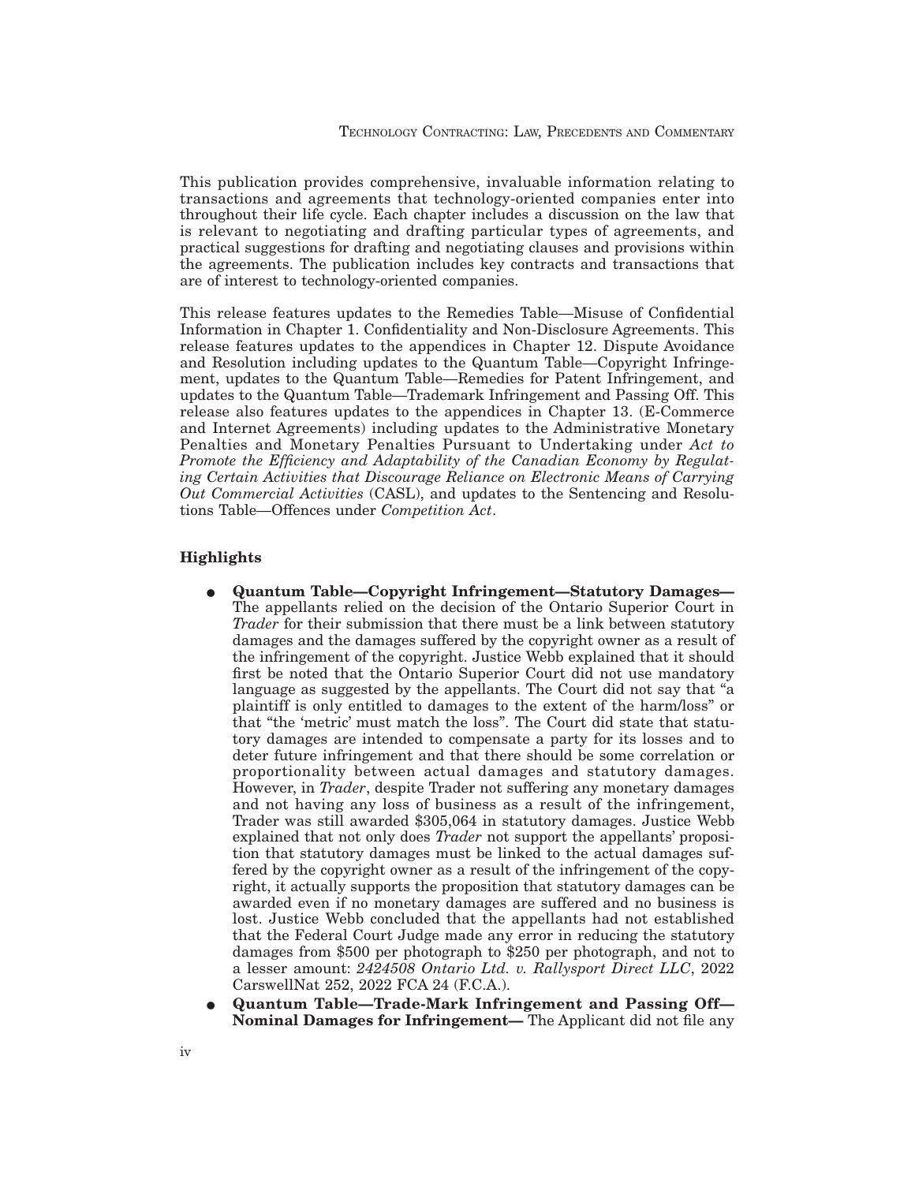This publication provides comprehensive, invaluable information relating to transactions and agreements that technology-oriented companies enter into throughout their life cycle. Each chapter includes a discussion on the law that is relevant to negotiating and drafting particular types of agreements, and practical suggestions for drafting and negotiating clauses and provisions within the agreements. The publication includes key contracts and transactions that are of interest to technology-oriented companies.

This release features updates to the Remedies Table—Misuse of Confidential Information in Chapter 1. Confidentiality and Non-Disclosure Agreements. This release features updates to the appendices in Chapter 12. Dispute Avoidance and Resolution including updates to the Quantum Table—Copyright Infringement, updates to the Quantum Table—Remedies for Patent Infringement, and updates to the Quantum Table—Trademark Infringement and Passing Off. This release also features updates to the appendices in Chapter 13. (E-Commerce and Internet Agreements) including updates to the Administrative Monetary Penalties and Monetary Penalties Pursuant to Undertaking under *Act to Promote the Efficiency and Adaptability of the Canadian Economy by Regulating Certain Activities that Discourage Reliance on Electronic Means of Carrying Out Commercial Activities* (CASL), and updates to the Sentencing and Resolutions Table—Offences under *Competition Act*.

### Highlights

- **Quantum Table—Copyright Infringement—Statutory Damages—** The appellants relied on the decision of the Ontario Superior Court in *Trader* for their submission that there must be a link between statutory damages and the damages suffered by the copyright owner as a result of the infringement of the copyright. Justice Webb explained that it should first be noted that the Ontario Superior Court did not use mandatory language as suggested by the appellants. The Court did not say that "a plaintiff is only entitled to damages to the extent of the harm/loss" or that "the 'metric' must match the loss". The Court did state that statutory damages are intended to compensate a party for its losses and to deter future infringement and that there should be some correlation or proportionality between actual damages and statutory damages. However, in *Trader*, despite Trader not suffering any monetary damages and not having any loss of business as a result of the infringement, Trader was still awarded $305,064 in statutory damages. Justice Webb explained that not only does *Trader* not support the appellants' proposition that statutory damages must be linked to the actual damages suffered by the copyright owner as a result of the infringement of the copyright, it actually supports the proposition that statutory damages can be awarded even if no monetary damages are suffered and no business is lost. Justice Webb concluded that the appellants had not established that the Federal Court Judge made any error in reducing the statutory damages from $500 per photograph to $250 per photograph, and not to a lesser amount: *2424508 Ontario Ltd. v. Rallysport Direct LLC*, 2022 CarswellNat 252, 2022 FCA 24 (F.C.A.).
- **Quantum Table—Trade-Mark Infringement and Passing Off—Nominal Damages for Infringement—** The Applicant did not file any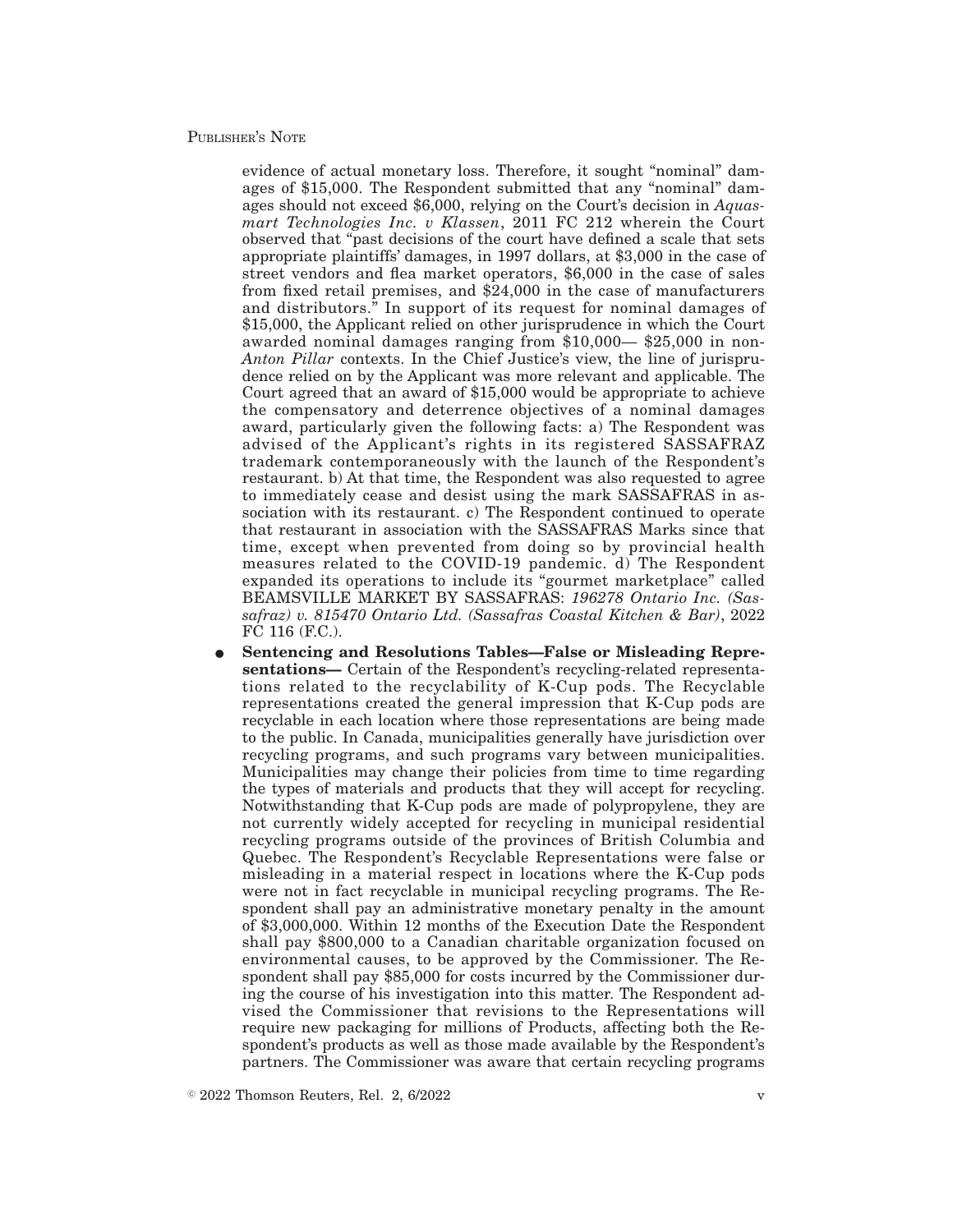evidence of actual monetary loss. Therefore, it sought "nominal" damages of $15,000. The Respondent submitted that any "nominal" damages should not exceed $6,000, relying on the Court's decision in *Aquasmart Technologies Inc. v Klassen*, 2011 FC 212 wherein the Court observed that "past decisions of the court have defined a scale that sets appropriate plaintiffs' damages, in 1997 dollars, at $3,000 in the case of street vendors and flea market operators, $6,000 in the case of sales from fixed retail premises, and $24,000 in the case of manufacturers and distributors." In support of its request for nominal damages of $15,000, the Applicant relied on other jurisprudence in which the Court awarded nominal damages ranging from $10,000— $25,000 in non-*Anton Pillar* contexts. In the Chief Justice's view, the line of jurisprudence relied on by the Applicant was more relevant and applicable. The Court agreed that an award of $15,000 would be appropriate to achieve the compensatory and deterrence objectives of a nominal damages award, particularly given the following facts: a) The Respondent was advised of the Applicant's rights in its registered SASSAFRAZ trademark contemporaneously with the launch of the Respondent's restaurant. b) At that time, the Respondent was also requested to agree to immediately cease and desist using the mark SASSAFRAS in association with its restaurant. c) The Respondent continued to operate that restaurant in association with the SASSAFRAS Marks since that time, except when prevented from doing so by provincial health measures related to the COVID-19 pandemic. d) The Respondent expanded its operations to include its "gourmet marketplace" called BEAMSVILLE MARKET BY SASSAFRAS: *196278 Ontario Inc. (Sassafraz) v. 815470 Ontario Ltd. (Sassafras Coastal Kitchen & Bar)*, 2022 FC 116 (F.C.).

- **Sentencing and Resolutions Tables—False or Misleading Representations—** Certain of the Respondent's recycling-related representations related to the recyclability of K-Cup pods. The Recyclable representations created the general impression that K-Cup pods are recyclable in each location where those representations are being made to the public. In Canada, municipalities generally have jurisdiction over recycling programs, and such programs vary between municipalities. Municipalities may change their policies from time to time regarding the types of materials and products that they will accept for recycling. Notwithstanding that K-Cup pods are made of polypropylene, they are not currently widely accepted for recycling in municipal residential recycling programs outside of the provinces of British Columbia and Quebec. The Respondent's Recyclable Representations were false or misleading in a material respect in locations where the K-Cup pods were not in fact recyclable in municipal recycling programs. The Respondent shall pay an administrative monetary penalty in the amount of $3,000,000. Within 12 months of the Execution Date the Respondent shall pay $800,000 to a Canadian charitable organization focused on environmental causes, to be approved by the Commissioner. The Respondent shall pay $85,000 for costs incurred by the Commissioner during the course of his investigation into this matter. The Respondent advised the Commissioner that revisions to the Representations will require new packaging for millions of Products, affecting both the Respondent's products as well as those made available by the Respondent's partners. The Commissioner was aware that certain recycling programs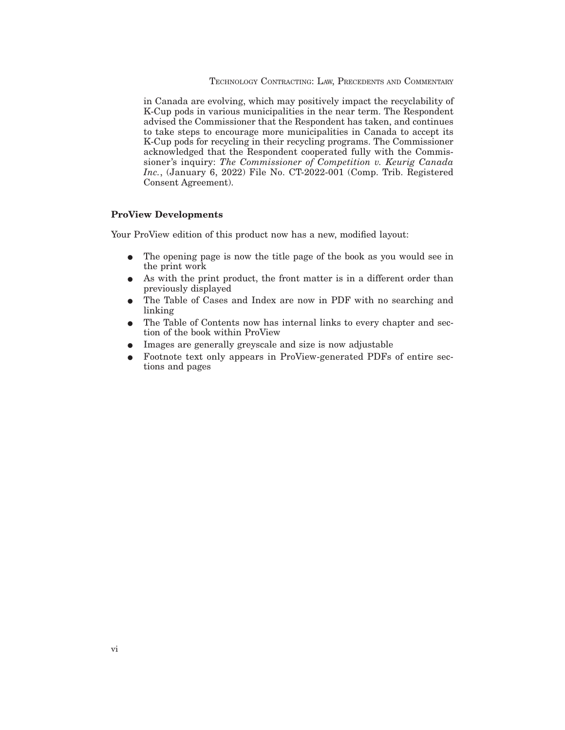in Canada are evolving, which may positively impact the recyclability of K-Cup pods in various municipalities in the near term. The Respondent advised the Commissioner that the Respondent has taken, and continues to take steps to encourage more municipalities in Canada to accept its K-Cup pods for recycling in their recycling programs. The Commissioner acknowledged that the Respondent cooperated fully with the Commissioner's inquiry: *The Commissioner of Competition v. Keurig Canada Inc.*, (January 6, 2022) File No. CT-2022-001 (Comp. Trib. Registered Consent Agreement).

**ProView Developments**

Your ProView edition of this product now has a new, modified layout:

- The opening page is now the title page of the book as you would see in the print work
- As with the print product, the front matter is in a different order than previously displayed
- The Table of Cases and Index are now in PDF with no searching and linking
- The Table of Contents now has internal links to every chapter and section of the book within ProView
- Images are generally greyscale and size is now adjustable
- Footnote text only appears in ProView-generated PDFs of entire sections and pages